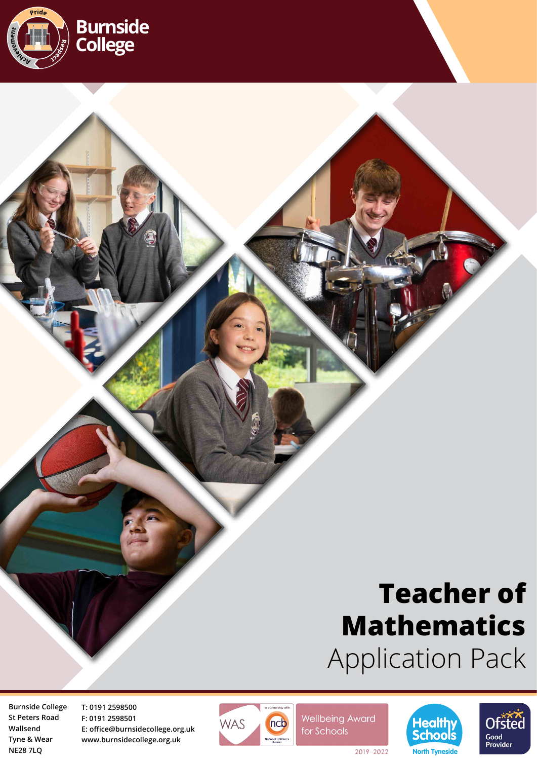# Burnside College

# Teacher of Mathematics

## Application Pack

Burnside College
St Peters Road
Wallsend
Tyne & Wear
NE28 7LQ

T: 0191 2598500
F: 0191 2598501
E: office@burnsidecollege.org.uk
www.burnsidecollege.org.uk

WAS in partnership with ncb — Wellbeing Award for Schools 2019–2022

Healthy Schools North Tyneside

Ofsted Good Provider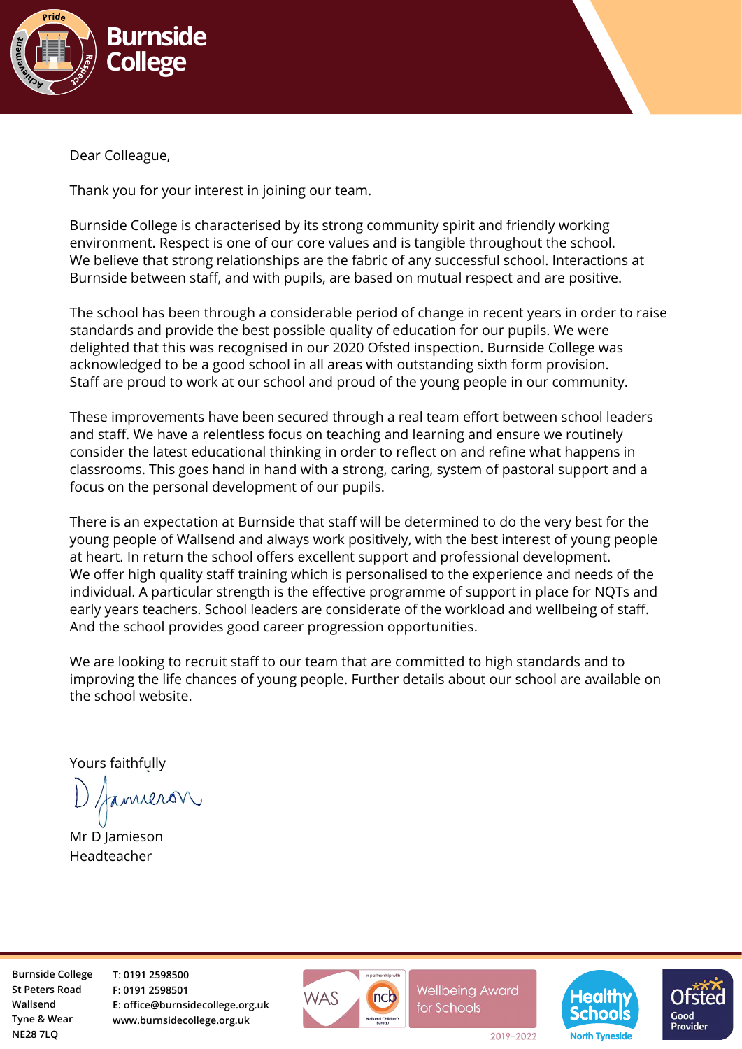**Burnside College**

Dear Colleague,

Thank you for your interest in joining our team.

Burnside College is characterised by its strong community spirit and friendly working environment. Respect is one of our core values and is tangible throughout the school. We believe that strong relationships are the fabric of any successful school. Interactions at Burnside between staff, and with pupils, are based on mutual respect and are positive.

The school has been through a considerable period of change in recent years in order to raise standards and provide the best possible quality of education for our pupils. We were delighted that this was recognised in our 2020 Ofsted inspection. Burnside College was acknowledged to be a good school in all areas with outstanding sixth form provision. Staff are proud to work at our school and proud of the young people in our community.

These improvements have been secured through a real team effort between school leaders and staff. We have a relentless focus on teaching and learning and ensure we routinely consider the latest educational thinking in order to reflect on and refine what happens in classrooms. This goes hand in hand with a strong, caring, system of pastoral support and a focus on the personal development of our pupils.

There is an expectation at Burnside that staff will be determined to do the very best for the young people of Wallsend and always work positively, with the best interest of young people at heart. In return the school offers excellent support and professional development. We offer high quality staff training which is personalised to the experience and needs of the individual. A particular strength is the effective programme of support in place for NQTs and early years teachers. School leaders are considerate of the workload and wellbeing of staff. And the school provides good career progression opportunities.

We are looking to recruit staff to our team that are committed to high standards and to improving the life chances of young people. Further details about our school are available on the school website.

Yours faithfully

D Jamieson

Mr D Jamieson
Headteacher

Burnside College
St Peters Road
Wallsend
Tyne & Wear
NE28 7LQ

T: 0191 2598500
F: 0191 2598501
E: office@burnsidecollege.org.uk
www.burnsidecollege.org.uk

WAS – in partnership with ncb National Children's Bureau – Wellbeing Award for Schools 2019–2022

Healthy Schools North Tyneside

Ofsted Good Provider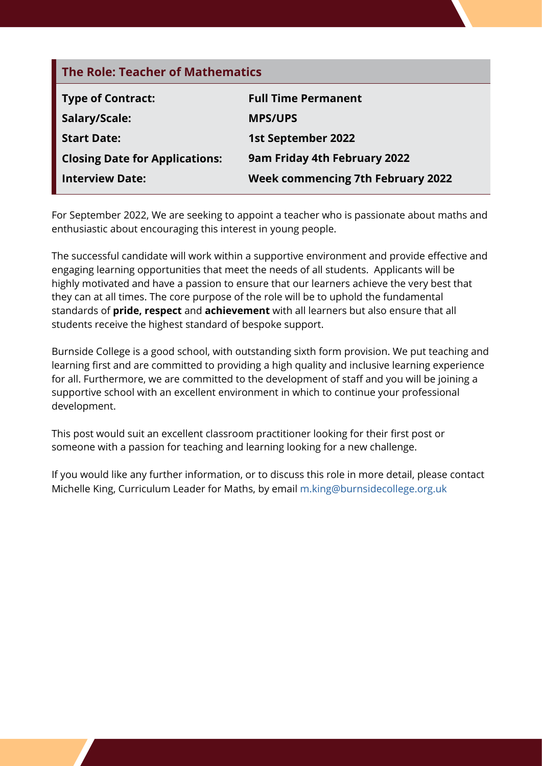## The Role: Teacher of Mathematics

| | |
|---|---|
| **Type of Contract:** | **Full Time Permanent** |
| **Salary/Scale:** | **MPS/UPS** |
| **Start Date:** | **1st September 2022** |
| **Closing Date for Applications:** | **9am Friday 4th February 2022** |
| **Interview Date:** | **Week commencing 7th February 2022** |

For September 2022, We are seeking to appoint a teacher who is passionate about maths and enthusiastic about encouraging this interest in young people.

The successful candidate will work within a supportive environment and provide effective and engaging learning opportunities that meet the needs of all students. Applicants will be highly motivated and have a passion to ensure that our learners achieve the very best that they can at all times. The core purpose of the role will be to uphold the fundamental standards of **pride, respect** and **achievement** with all learners but also ensure that all students receive the highest standard of bespoke support.

Burnside College is a good school, with outstanding sixth form provision. We put teaching and learning first and are committed to providing a high quality and inclusive learning experience for all. Furthermore, we are committed to the development of staff and you will be joining a supportive school with an excellent environment in which to continue your professional development.

This post would suit an excellent classroom practitioner looking for their first post or someone with a passion for teaching and learning looking for a new challenge.

If you would like any further information, or to discuss this role in more detail, please contact Michelle King, Curriculum Leader for Maths, by email m.king@burnsidecollege.org.uk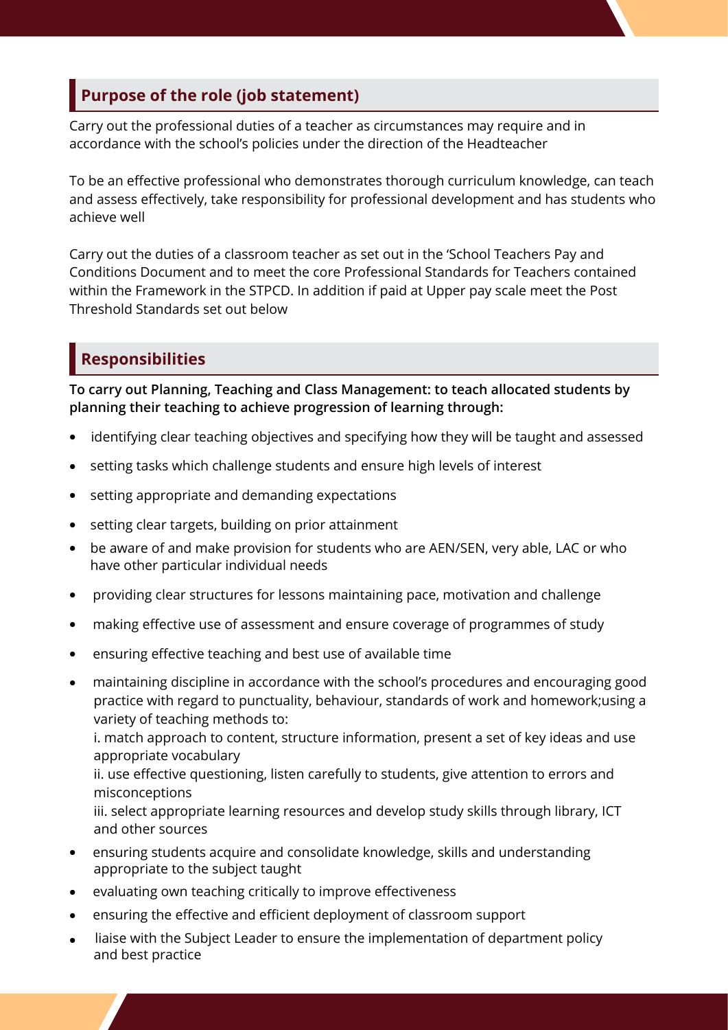## Purpose of the role (job statement)

Carry out the professional duties of a teacher as circumstances may require and in accordance with the school's policies under the direction of the Headteacher

To be an effective professional who demonstrates thorough curriculum knowledge, can teach and assess effectively, take responsibility for professional development and has students who achieve well

Carry out the duties of a classroom teacher as set out in the 'School Teachers Pay and Conditions Document and to meet the core Professional Standards for Teachers contained within the Framework in the STPCD. In addition if paid at Upper pay scale meet the Post Threshold Standards set out below

## Responsibilities

**To carry out Planning, Teaching and Class Management: to teach allocated students by planning their teaching to achieve progression of learning through:**

- identifying clear teaching objectives and specifying how they will be taught and assessed
- setting tasks which challenge students and ensure high levels of interest
- setting appropriate and demanding expectations
- setting clear targets, building on prior attainment
- be aware of and make provision for students who are AEN/SEN, very able, LAC or who have other particular individual needs
- providing clear structures for lessons maintaining pace, motivation and challenge
- making effective use of assessment and ensure coverage of programmes of study
- ensuring effective teaching and best use of available time
- maintaining discipline in accordance with the school's procedures and encouraging good practice with regard to punctuality, behaviour, standards of work and homework;using a variety of teaching methods to:

  i. match approach to content, structure information, present a set of key ideas and use appropriate vocabulary

  ii. use effective questioning, listen carefully to students, give attention to errors and misconceptions

  iii. select appropriate learning resources and develop study skills through library, ICT and other sources
- ensuring students acquire and consolidate knowledge, skills and understanding appropriate to the subject taught
- evaluating own teaching critically to improve effectiveness
- ensuring the effective and efficient deployment of classroom support
- liaise with the Subject Leader to ensure the implementation of department policy and best practice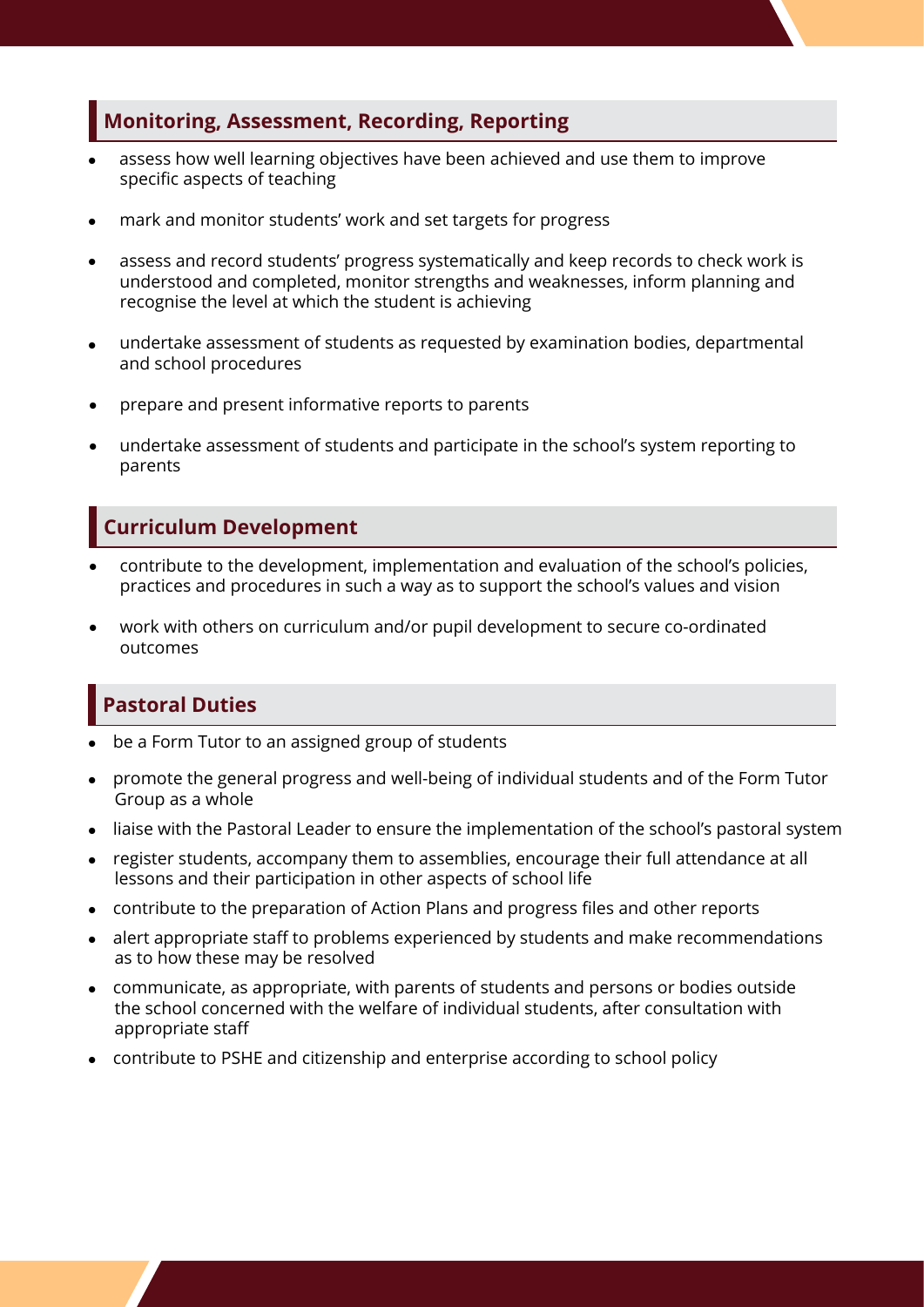## Monitoring, Assessment, Recording, Reporting

- assess how well learning objectives have been achieved and use them to improve specific aspects of teaching
- mark and monitor students' work and set targets for progress
- assess and record students' progress systematically and keep records to check work is understood and completed, monitor strengths and weaknesses, inform planning and recognise the level at which the student is achieving
- undertake assessment of students as requested by examination bodies, departmental and school procedures
- prepare and present informative reports to parents
- undertake assessment of students and participate in the school's system reporting to parents

## Curriculum Development

- contribute to the development, implementation and evaluation of the school's policies, practices and procedures in such a way as to support the school's values and vision
- work with others on curriculum and/or pupil development to secure co-ordinated outcomes

## Pastoral Duties

- be a Form Tutor to an assigned group of students
- promote the general progress and well-being of individual students and of the Form Tutor Group as a whole
- liaise with the Pastoral Leader to ensure the implementation of the school's pastoral system
- register students, accompany them to assemblies, encourage their full attendance at all lessons and their participation in other aspects of school life
- contribute to the preparation of Action Plans and progress files and other reports
- alert appropriate staff to problems experienced by students and make recommendations as to how these may be resolved
- communicate, as appropriate, with parents of students and persons or bodies outside the school concerned with the welfare of individual students, after consultation with appropriate staff
- contribute to PSHE and citizenship and enterprise according to school policy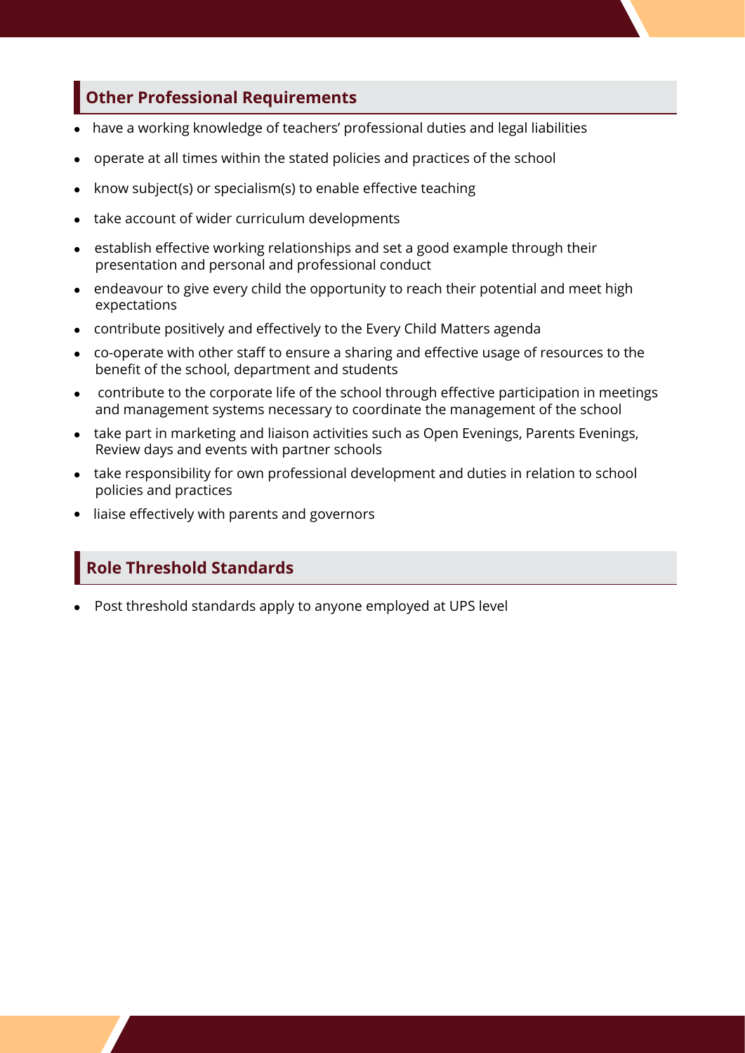## Other Professional Requirements

- have a working knowledge of teachers' professional duties and legal liabilities
- operate at all times within the stated policies and practices of the school
- know subject(s) or specialism(s) to enable effective teaching
- take account of wider curriculum developments
- establish effective working relationships and set a good example through their presentation and personal and professional conduct
- endeavour to give every child the opportunity to reach their potential and meet high expectations
- contribute positively and effectively to the Every Child Matters agenda
- co-operate with other staff to ensure a sharing and effective usage of resources to the benefit of the school, department and students
- contribute to the corporate life of the school through effective participation in meetings and management systems necessary to coordinate the management of the school
- take part in marketing and liaison activities such as Open Evenings, Parents Evenings, Review days and events with partner schools
- take responsibility for own professional development and duties in relation to school policies and practices
- liaise effectively with parents and governors

## Role Threshold Standards

- Post threshold standards apply to anyone employed at UPS level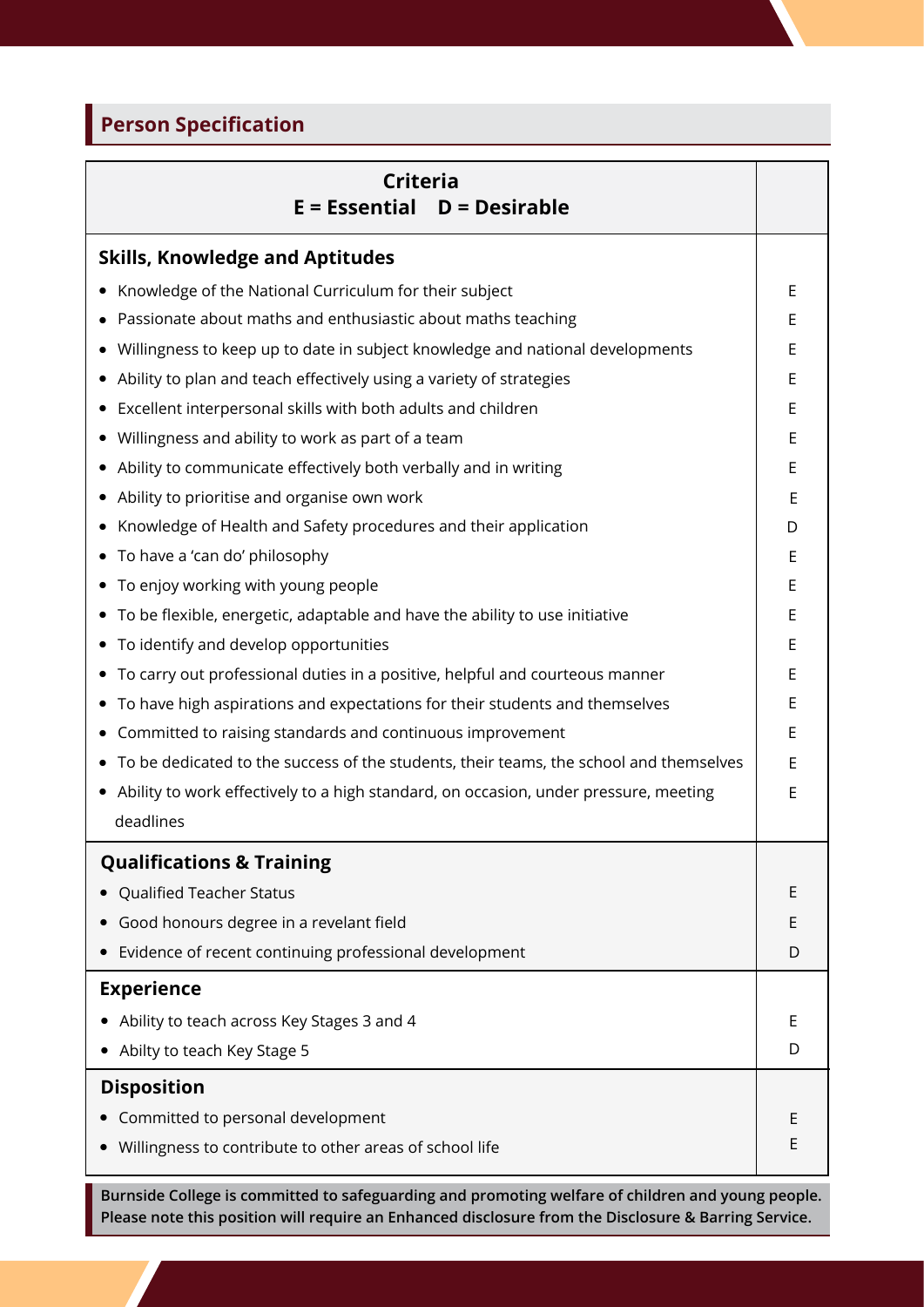## Person Specification

| Criteria<br>E = Essential D = Desirable | |
|---|---|
| **Skills, Knowledge and Aptitudes** | |
| • Knowledge of the National Curriculum for their subject | E |
| • Passionate about maths and enthusiastic about maths teaching | E |
| • Willingness to keep up to date in subject knowledge and national developments | E |
| • Ability to plan and teach effectively using a variety of strategies | E |
| • Excellent interpersonal skills with both adults and children | E |
| • Willingness and ability to work as part of a team | E |
| • Ability to communicate effectively both verbally and in writing | E |
| • Ability to prioritise and organise own work | E |
| • Knowledge of Health and Safety procedures and their application | D |
| • To have a 'can do' philosophy | E |
| • To enjoy working with young people | E |
| • To be flexible, energetic, adaptable and have the ability to use initiative | E |
| • To identify and develop opportunities | E |
| • To carry out professional duties in a positive, helpful and courteous manner | E |
| • To have high aspirations and expectations for their students and themselves | E |
| • Committed to raising standards and continuous improvement | E |
| • To be dedicated to the success of the students, their teams, the school and themselves | E |
| • Ability to work effectively to a high standard, on occasion, under pressure, meeting deadlines | E |
| **Qualifications & Training** | |
| • Qualified Teacher Status | E |
| • Good honours degree in a revelant field | E |
| • Evidence of recent continuing professional development | D |
| **Experience** | |
| • Ability to teach across Key Stages 3 and 4 | E |
| • Abilty to teach Key Stage 5 | D |
| **Disposition** | |
| • Committed to personal development | E |
| • Willingness to contribute to other areas of school life | E |

**Burnside College is committed to safeguarding and promoting welfare of children and young people. Please note this position will require an Enhanced disclosure from the Disclosure & Barring Service.**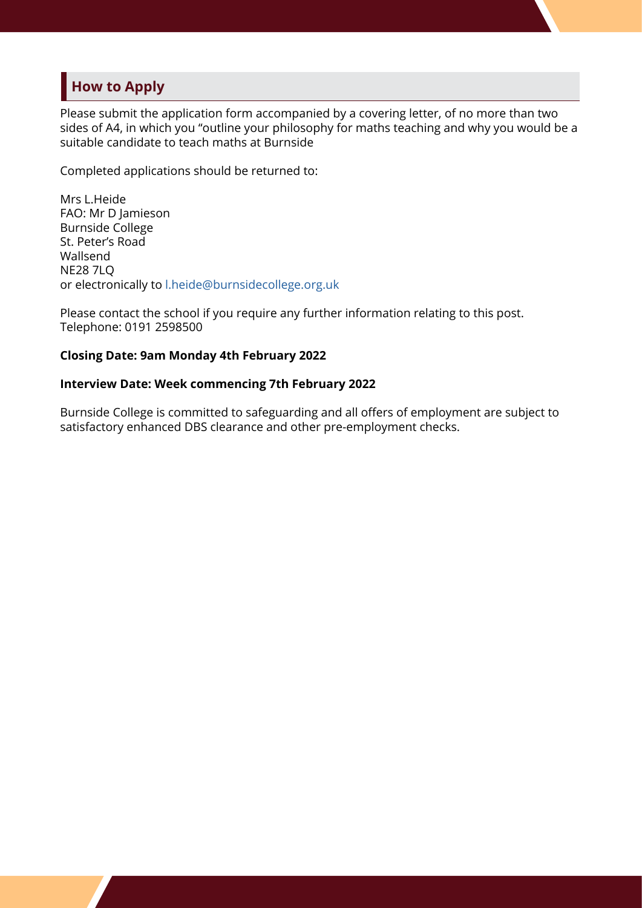## How to Apply

Please submit the application form accompanied by a covering letter, of no more than two sides of A4, in which you "outline your philosophy for maths teaching and why you would be a suitable candidate to teach maths at Burnside

Completed applications should be returned to:

Mrs L.Heide  
FAO: Mr D Jamieson  
Burnside College  
St. Peter's Road  
Wallsend  
NE28 7LQ  
or electronically to l.heide@burnsidecollege.org.uk

Please contact the school if you require any further information relating to this post.  
Telephone: 0191 2598500

**Closing Date: 9am Monday 4th February 2022**

**Interview Date: Week commencing 7th February 2022**

Burnside College is committed to safeguarding and all offers of employment are subject to satisfactory enhanced DBS clearance and other pre-employment checks.